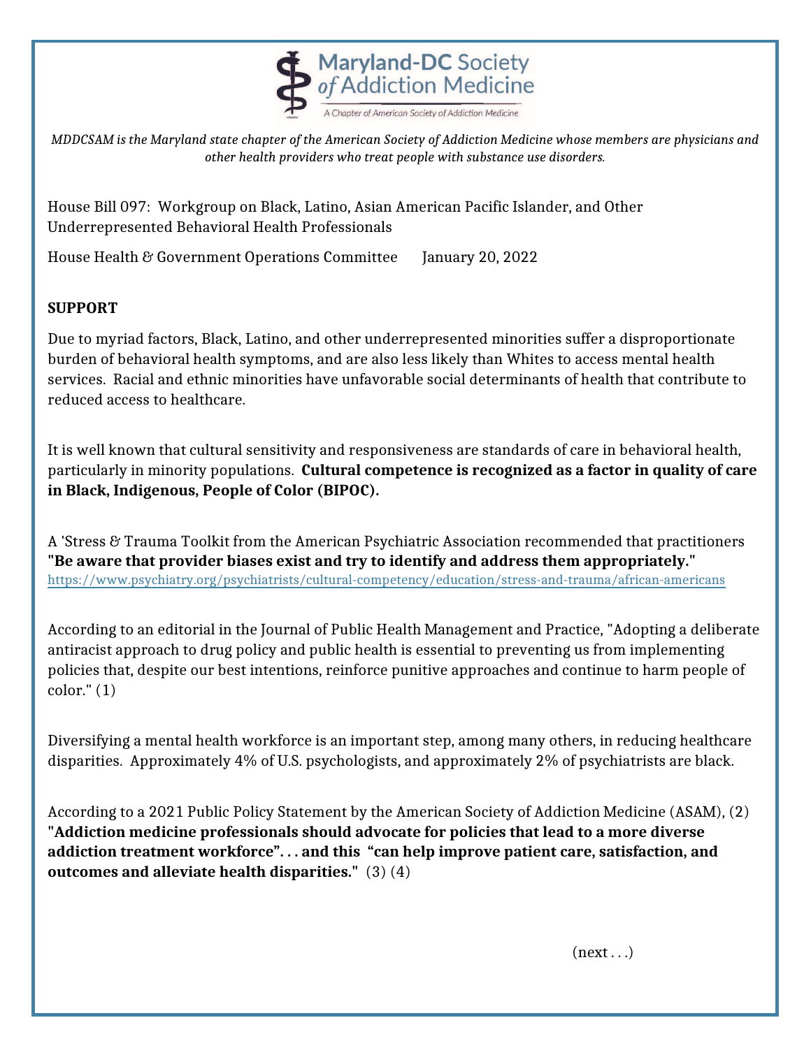Maryland-DC Society of Addiction Medicine

A Chapter of American Society of Addiction Medicine

*MDDCSAM is the Maryland state chapter of the American Society of Addiction Medicine whose members are physicians and other health providers who treat people with substance use disorders.*

House Bill 097: Workgroup on Black, Latino, Asian American Pacific Islander, and Other Underrepresented Behavioral Health Professionals

House Health & Government Operations Committee January 20, 2022

**SUPPORT**

Due to myriad factors, Black, Latino, and other underrepresented minorities suffer a disproportionate burden of behavioral health symptoms, and are also less likely than Whites to access mental health services. Racial and ethnic minorities have unfavorable social determinants of health that contribute to reduced access to healthcare.

It is well known that cultural sensitivity and responsiveness are standards of care in behavioral health, particularly in minority populations. **Cultural competence is recognized as a factor in quality of care in Black, Indigenous, People of Color (BIPOC).**

A 'Stress & Trauma Toolkit from the American Psychiatric Association recommended that practitioners **"Be aware that provider biases exist and try to identify and address them appropriately."** https://www.psychiatry.org/psychiatrists/cultural-competency/education/stress-and-trauma/african-americans

According to an editorial in the Journal of Public Health Management and Practice, "Adopting a deliberate antiracist approach to drug policy and public health is essential to preventing us from implementing policies that, despite our best intentions, reinforce punitive approaches and continue to harm people of color." (1)

Diversifying a mental health workforce is an important step, among many others, in reducing healthcare disparities. Approximately 4% of U.S. psychologists, and approximately 2% of psychiatrists are black.

According to a 2021 Public Policy Statement by the American Society of Addiction Medicine (ASAM), (2) **"Addiction medicine professionals should advocate for policies that lead to a more diverse addiction treatment workforce". . . and this "can help improve patient care, satisfaction, and outcomes and alleviate health disparities."** (3) (4)

(next . . .)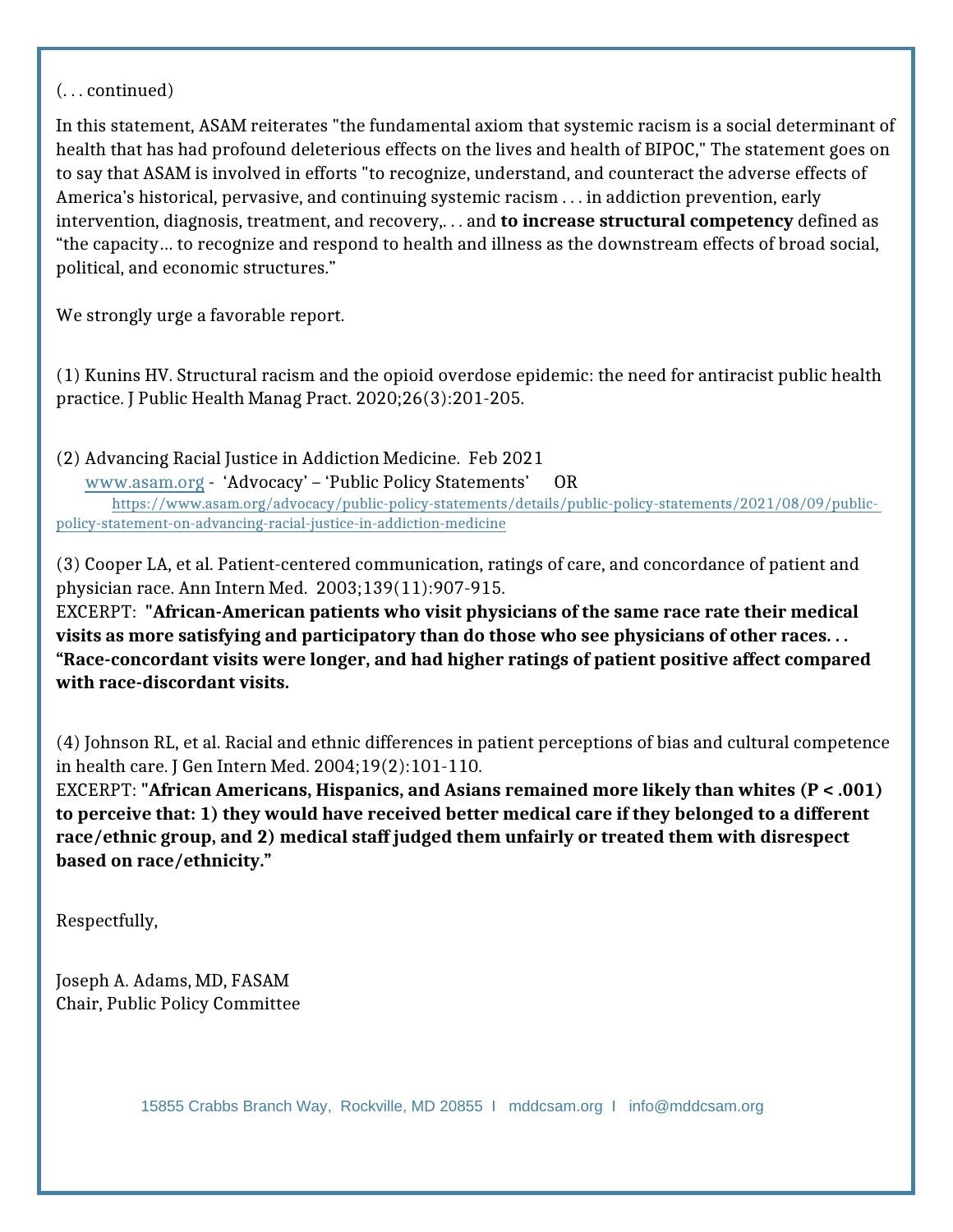(. . . continued)

In this statement, ASAM reiterates "the fundamental axiom that systemic racism is a social determinant of health that has had profound deleterious effects on the lives and health of BIPOC," The statement goes on to say that ASAM is involved in efforts "to recognize, understand, and counteract the adverse effects of America's historical, pervasive, and continuing systemic racism . . . in addiction prevention, early intervention, diagnosis, treatment, and recovery,. . . and **to increase structural competency** defined as "the capacity… to recognize and respond to health and illness as the downstream effects of broad social, political, and economic structures."

We strongly urge a favorable report.

(1) Kunins HV. Structural racism and the opioid overdose epidemic: the need for antiracist public health practice. J Public Health Manag Pract. 2020;26(3):201-205.

(2) Advancing Racial Justice in Addiction Medicine. Feb 2021
www.asam.org - 'Advocacy' – 'Public Policy Statements' OR
https://www.asam.org/advocacy/public-policy-statements/details/public-policy-statements/2021/08/09/public-policy-statement-on-advancing-racial-justice-in-addiction-medicine

(3) Cooper LA, et al. Patient-centered communication, ratings of care, and concordance of patient and physician race. Ann Intern Med. 2003;139(11):907-915.
EXCERPT: **"African-American patients who visit physicians of the same race rate their medical visits as more satisfying and participatory than do those who see physicians of other races. . . "Race-concordant visits were longer, and had higher ratings of patient positive affect compared with race-discordant visits.**

(4) Johnson RL, et al. Racial and ethnic differences in patient perceptions of bias and cultural competence in health care. J Gen Intern Med. 2004;19(2):101-110.
EXCERPT: **"African Americans, Hispanics, and Asians remained more likely than whites (P < .001) to perceive that: 1) they would have received better medical care if they belonged to a different race/ethnic group, and 2) medical staff judged them unfairly or treated them with disrespect based on race/ethnicity."**

Respectfully,

Joseph A. Adams, MD, FASAM
Chair, Public Policy Committee

15855 Crabbs Branch Way, Rockville, MD 20855 I mddcsam.org I info@mddcsam.org